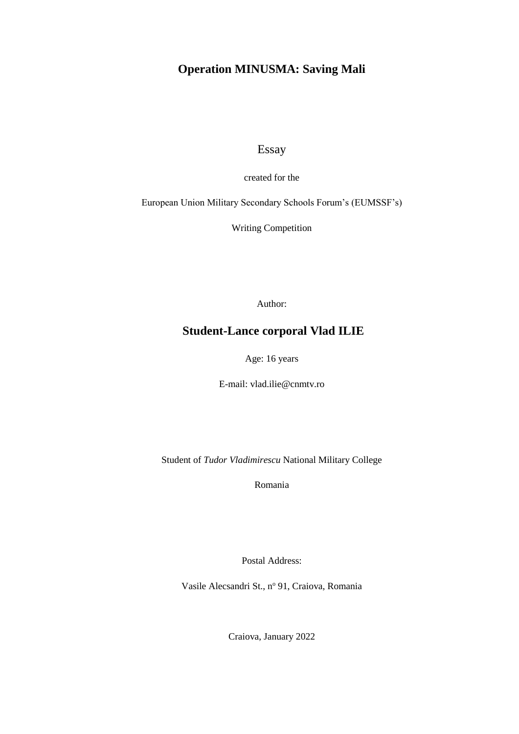# Operation MINUSMA: Saving Mali

Essay

created for the

European Union Military Secondary Schools Forum's (EUMSSF's)

Writing Competition

Author:

## Student-Lance corporal Vlad ILIE

Age: 16 years

E-mail: vlad.ilie@cnmtv.ro

Student of *Tudor Vladimirescu* National Military College

Romania

Postal Address:

Vasile Alecsandri St., n$^{o}$ 91, Craiova, Romania

Craiova, January 2022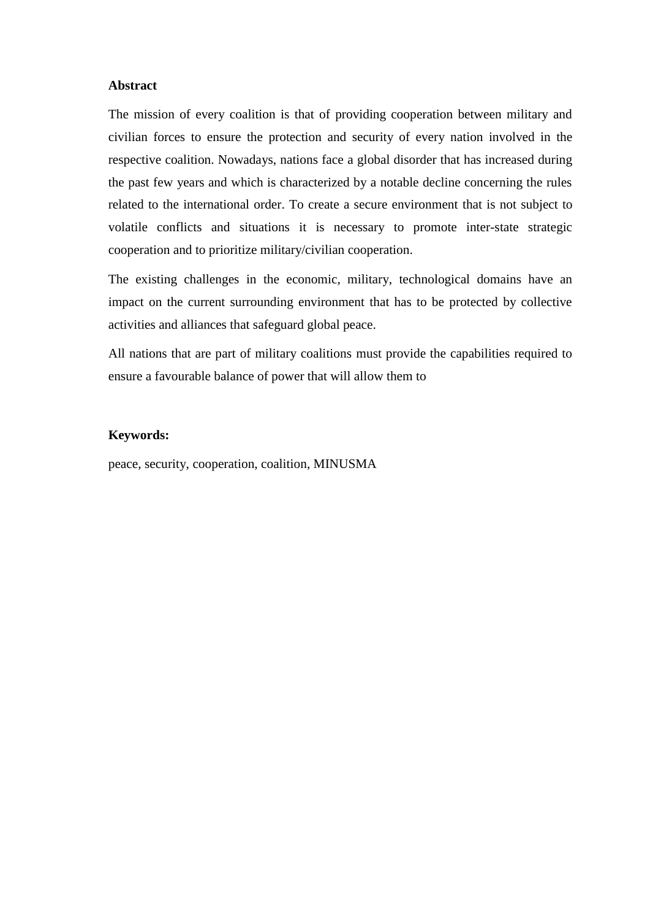**Abstract**

The mission of every coalition is that of providing cooperation between military and civilian forces to ensure the protection and security of every nation involved in the respective coalition. Nowadays, nations face a global disorder that has increased during the past few years and which is characterized by a notable decline concerning the rules related to the international order. To create a secure environment that is not subject to volatile conflicts and situations it is necessary to promote inter-state strategic cooperation and to prioritize military/civilian cooperation.

The existing challenges in the economic, military, technological domains have an impact on the current surrounding environment that has to be protected by collective activities and alliances that safeguard global peace.

All nations that are part of military coalitions must provide the capabilities required to ensure a favourable balance of power that will allow them to

**Keywords:**

peace, security, cooperation, coalition, MINUSMA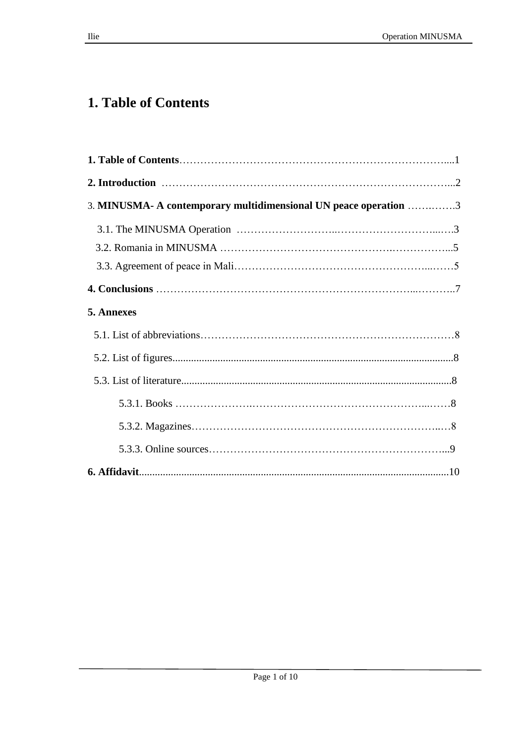# 1. Table of Contents

**1. Table of Contents**……………………………………………………………………....1

**2. Introduction** ……………………………………………………………………...2

3. **MINUSMA- A contemporary multidimensional UN peace operation** …….…….3

3.1. The MINUSMA Operation ……………………..………………………...…3

3.2. Romania in MINUSMA …………………………………….……………...5

3.3. Agreement of peace in Mali……………………………………………...……5

**4. Conclusions** ……………………………………………………………..………..7

**5. Annexes**

5.1. List of abbreviations………………………………………………………………8

5.2. List of figures...........................................................................................................8

5.3. List of literature.......................................................................................................8

5.3.1. Books ………………….…………………………………………...……8

5.3.2. Magazines……………………………………………………………..…8

5.3.3. Online sources…………………………………………………………...9

**6. Affidavit**......................................................................................................................10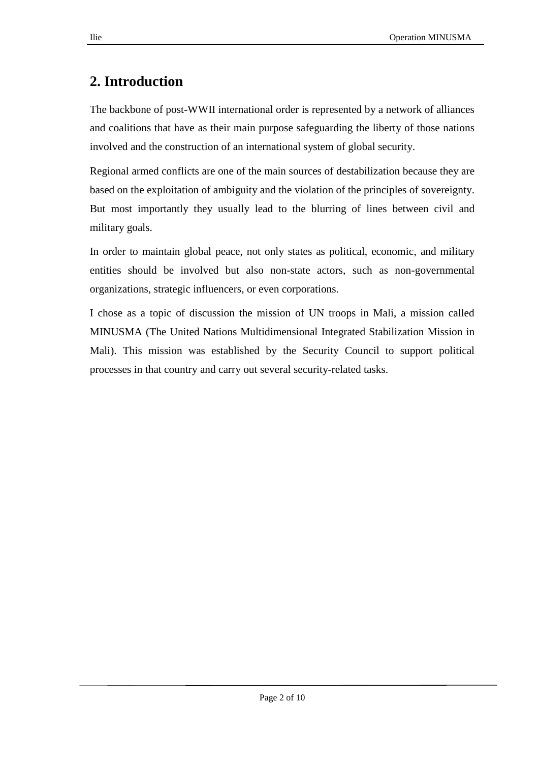## 2. Introduction

The backbone of post-WWII international order is represented by a network of alliances and coalitions that have as their main purpose safeguarding the liberty of those nations involved and the construction of an international system of global security.

Regional armed conflicts are one of the main sources of destabilization because they are based on the exploitation of ambiguity and the violation of the principles of sovereignty. But most importantly they usually lead to the blurring of lines between civil and military goals.

In order to maintain global peace, not only states as political, economic, and military entities should be involved but also non-state actors, such as non-governmental organizations, strategic influencers, or even corporations.

I chose as a topic of discussion the mission of UN troops in Mali, a mission called MINUSMA (The United Nations Multidimensional Integrated Stabilization Mission in Mali). This mission was established by the Security Council to support political processes in that country and carry out several security-related tasks.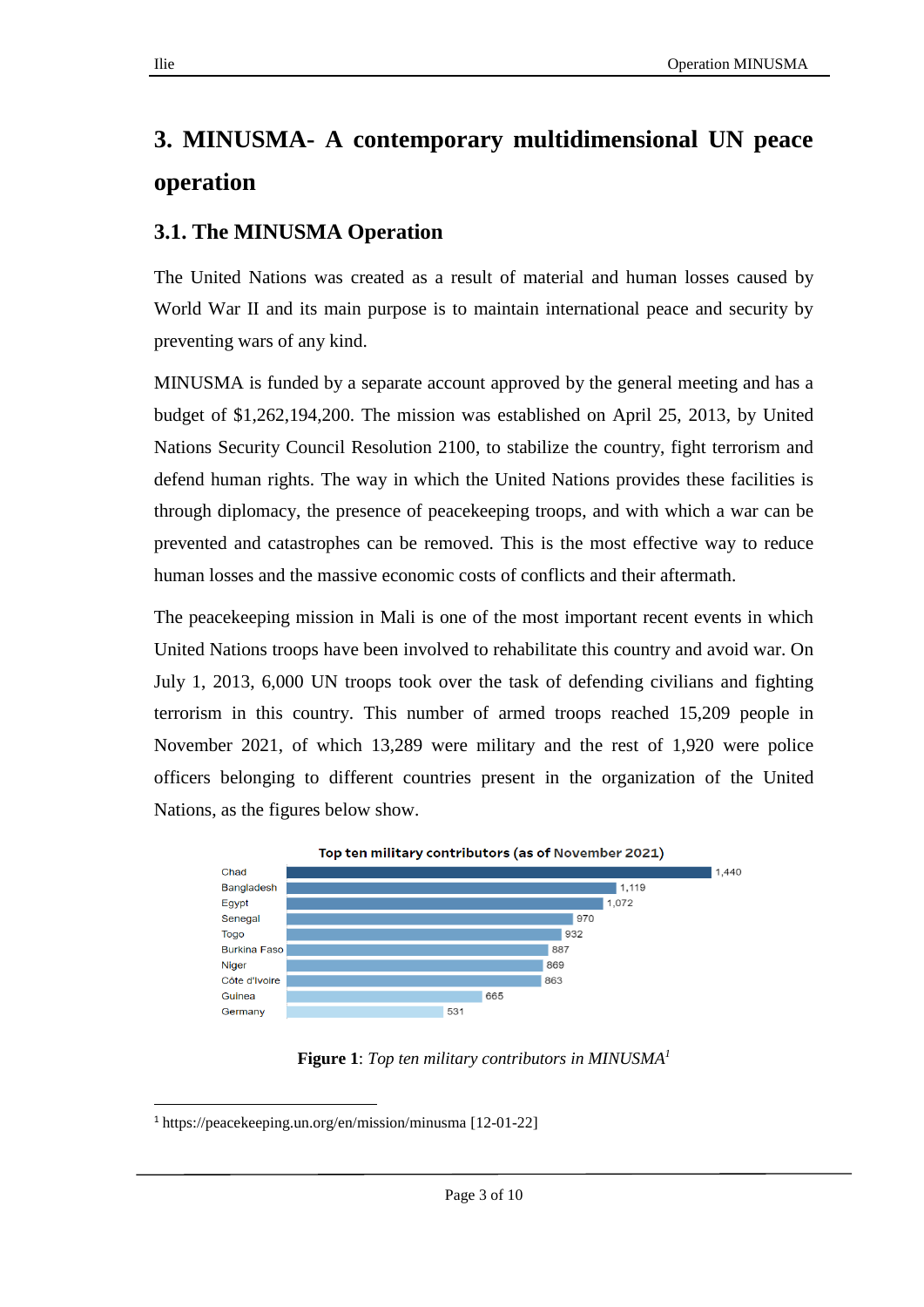# 3. MINUSMA- A contemporary multidimensional UN peace operation

## 3.1. The MINUSMA Operation

The United Nations was created as a result of material and human losses caused by World War II and its main purpose is to maintain international peace and security by preventing wars of any kind.

MINUSMA is funded by a separate account approved by the general meeting and has a budget of $1,262,194,200. The mission was established on April 25, 2013, by United Nations Security Council Resolution 2100, to stabilize the country, fight terrorism and defend human rights. The way in which the United Nations provides these facilities is through diplomacy, the presence of peacekeeping troops, and with which a war can be prevented and catastrophes can be removed. This is the most effective way to reduce human losses and the massive economic costs of conflicts and their aftermath.

The peacekeeping mission in Mali is one of the most important recent events in which United Nations troops have been involved to rehabilitate this country and avoid war. On July 1, 2013, 6,000 UN troops took over the task of defending civilians and fighting terrorism in this country. This number of armed troops reached 15,209 people in November 2021, of which 13,289 were military and the rest of 1,920 were police officers belonging to different countries present in the organization of the United Nations, as the figures below show.

**Top ten military contributors (as of November 2021)**

| Country | Military contributors |
|---|---|
| Chad | 1,440 |
| Bangladesh | 1,119 |
| Egypt | 1,072 |
| Senegal | 970 |
| Togo | 932 |
| Burkina Faso | 887 |
| Niger | 869 |
| Côte d'Ivoire | 863 |
| Guinea | 665 |
| Germany | 531 |

**Figure 1**: *Top ten military contributors in MINUSMA*[1]

[1] https://peacekeeping.un.org/en/mission/minusma [12-01-22]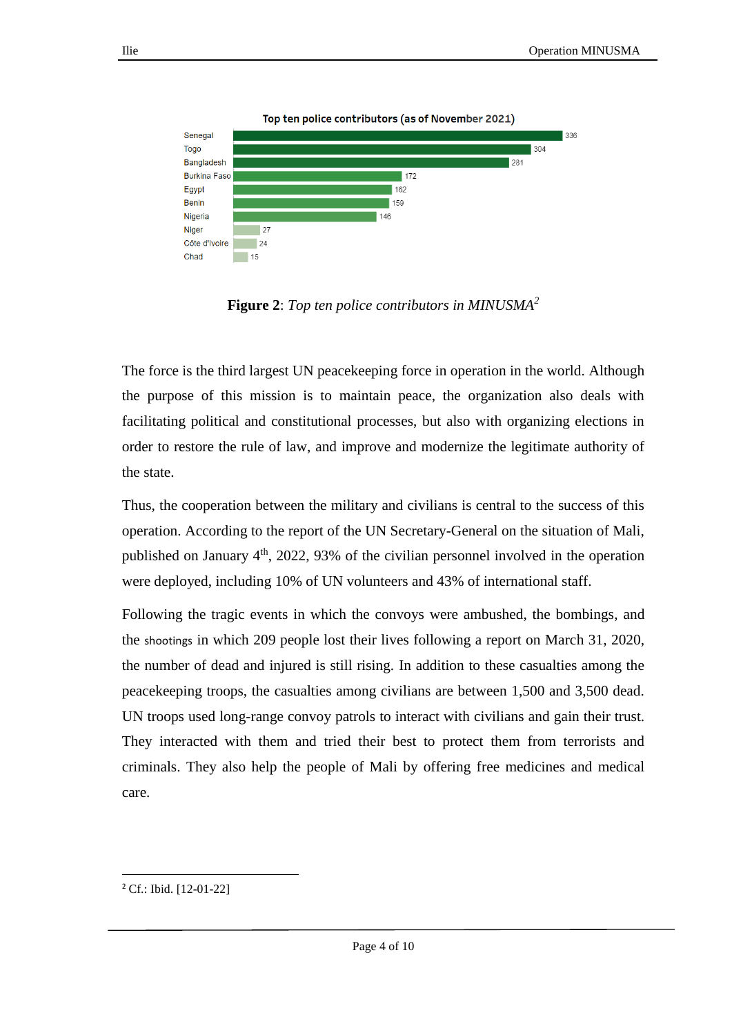**Top ten police contributors (as of November 2021)**

| Country | Police |
| --- | --- |
| Senegal | 336 |
| Togo | 304 |
| Bangladesh | 281 |
| Burkina Faso | 172 |
| Egypt | 162 |
| Benin | 159 |
| Nigeria | 146 |
| Niger | 27 |
| Côte d'Ivoire | 24 |
| Chad | 15 |

**Figure 2**: *Top ten police contributors in MINUSMA*[2]

The force is the third largest UN peacekeeping force in operation in the world. Although the purpose of this mission is to maintain peace, the organization also deals with facilitating political and constitutional processes, but also with organizing elections in order to restore the rule of law, and improve and modernize the legitimate authority of the state.

Thus, the cooperation between the military and civilians is central to the success of this operation. According to the report of the UN Secretary-General on the situation of Mali, published on January 4th, 2022, 93% of the civilian personnel involved in the operation were deployed, including 10% of UN volunteers and 43% of international staff.

Following the tragic events in which the convoys were ambushed, the bombings, and the shootings in which 209 people lost their lives following a report on March 31, 2020, the number of dead and injured is still rising. In addition to these casualties among the peacekeeping troops, the casualties among civilians are between 1,500 and 3,500 dead. UN troops used long-range convoy patrols to interact with civilians and gain their trust. They interacted with them and tried their best to protect them from terrorists and criminals. They also help the people of Mali by offering free medicines and medical care.

---

[2] Cf.: Ibid. [12-01-22]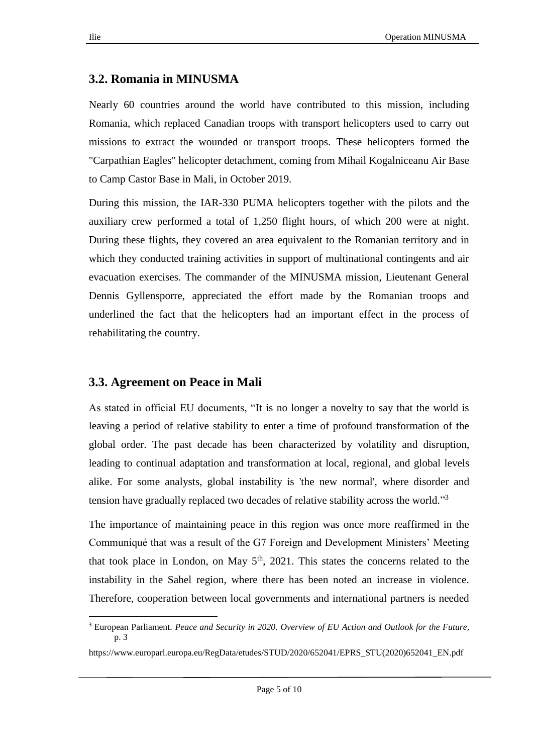## 3.2. Romania in MINUSMA

Nearly 60 countries around the world have contributed to this mission, including Romania, which replaced Canadian troops with transport helicopters used to carry out missions to extract the wounded or transport troops. These helicopters formed the "Carpathian Eagles" helicopter detachment, coming from Mihail Kogalniceanu Air Base to Camp Castor Base in Mali, in October 2019.

During this mission, the IAR-330 PUMA helicopters together with the pilots and the auxiliary crew performed a total of 1,250 flight hours, of which 200 were at night. During these flights, they covered an area equivalent to the Romanian territory and in which they conducted training activities in support of multinational contingents and air evacuation exercises. The commander of the MINUSMA mission, Lieutenant General Dennis Gyllensporre, appreciated the effort made by the Romanian troops and underlined the fact that the helicopters had an important effect in the process of rehabilitating the country.

## 3.3. Agreement on Peace in Mali

As stated in official EU documents, "It is no longer a novelty to say that the world is leaving a period of relative stability to enter a time of profound transformation of the global order. The past decade has been characterized by volatility and disruption, leading to continual adaptation and transformation at local, regional, and global levels alike. For some analysts, global instability is 'the new normal', where disorder and tension have gradually replaced two decades of relative stability across the world."[3]

The importance of maintaining peace in this region was once more reaffirmed in the Communiqué that was a result of the G7 Foreign and Development Ministers' Meeting that took place in London, on May 5th, 2021. This states the concerns related to the instability in the Sahel region, where there has been noted an increase in violence. Therefore, cooperation between local governments and international partners is needed

---

[3] European Parliament. *Peace and Security in 2020. Overview of EU Action and Outlook for the Future*, p. 3

https://www.europarl.europa.eu/RegData/etudes/STUD/2020/652041/EPRS_STU(2020)652041_EN.pdf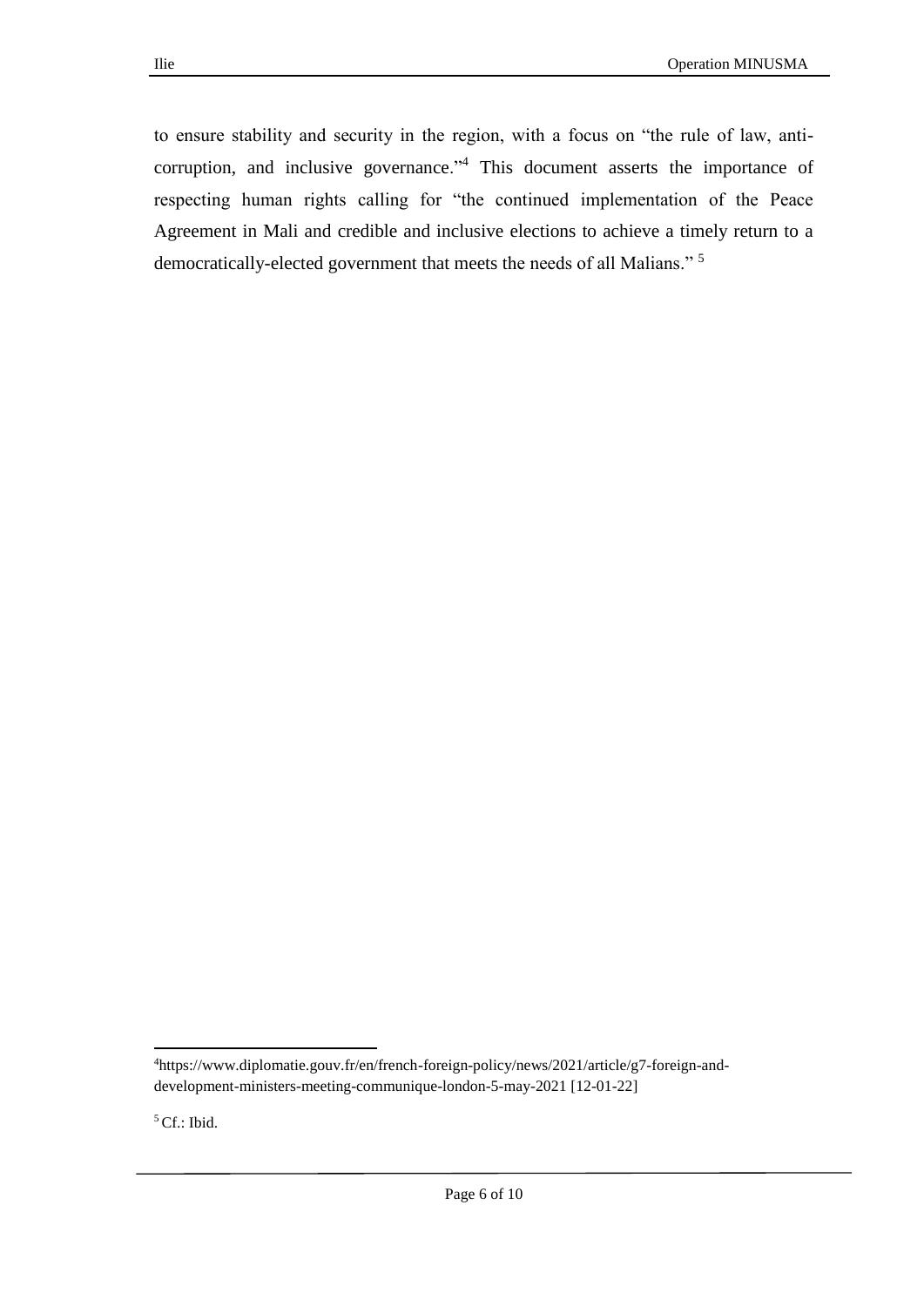to ensure stability and security in the region, with a focus on "the rule of law, anti-corruption, and inclusive governance."[4] This document asserts the importance of respecting human rights calling for "the continued implementation of the Peace Agreement in Mali and credible and inclusive elections to achieve a timely return to a democratically-elected government that meets the needs of all Malians." [5]

---

[4]https://www.diplomatie.gouv.fr/en/french-foreign-policy/news/2021/article/g7-foreign-and-development-ministers-meeting-communique-london-5-may-2021 [12-01-22]

[5] Cf.: Ibid.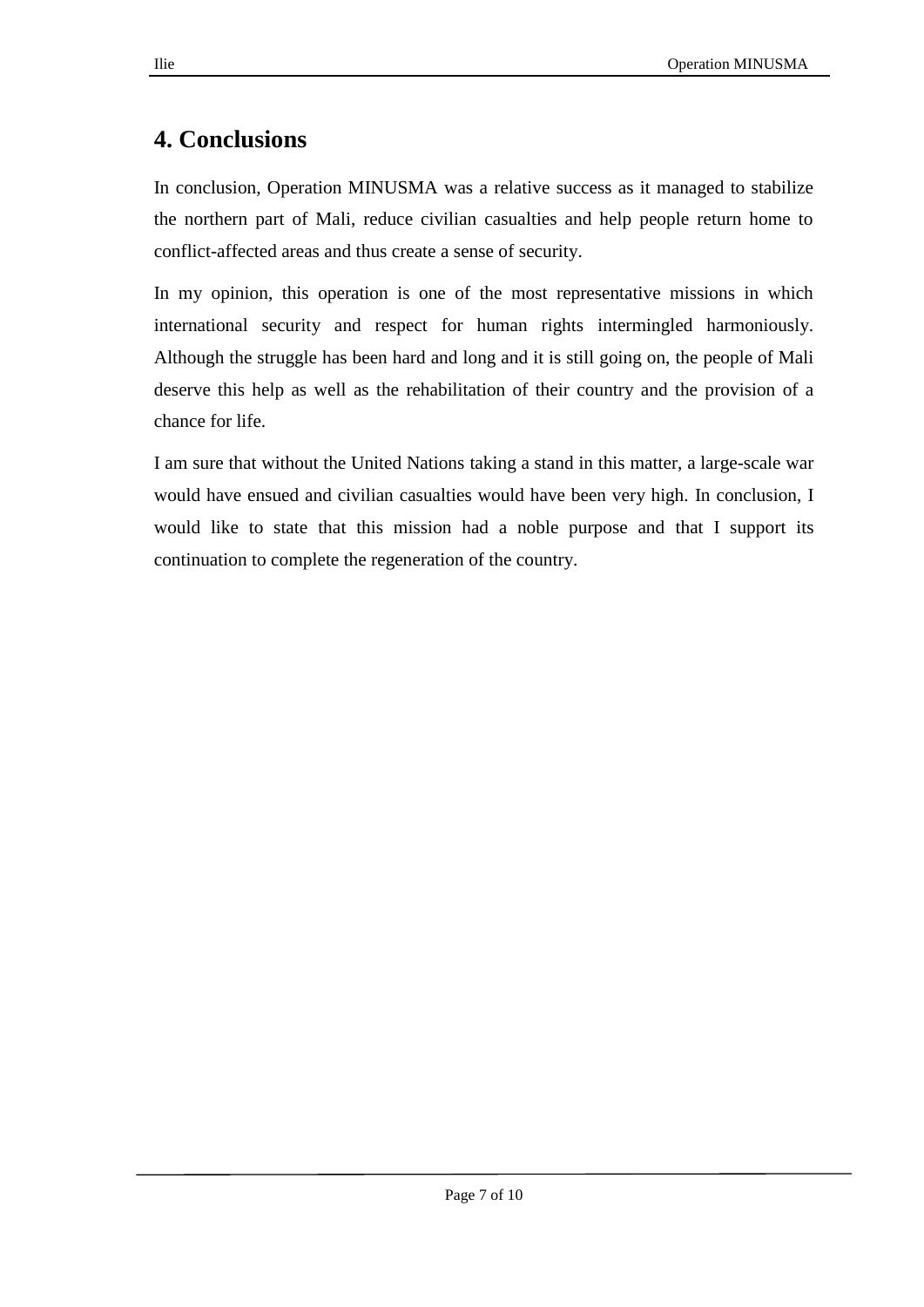## 4. Conclusions

In conclusion, Operation MINUSMA was a relative success as it managed to stabilize the northern part of Mali, reduce civilian casualties and help people return home to conflict-affected areas and thus create a sense of security.

In my opinion, this operation is one of the most representative missions in which international security and respect for human rights intermingled harmoniously. Although the struggle has been hard and long and it is still going on, the people of Mali deserve this help as well as the rehabilitation of their country and the provision of a chance for life.

I am sure that without the United Nations taking a stand in this matter, a large-scale war would have ensued and civilian casualties would have been very high. In conclusion, I would like to state that this mission had a noble purpose and that I support its continuation to complete the regeneration of the country.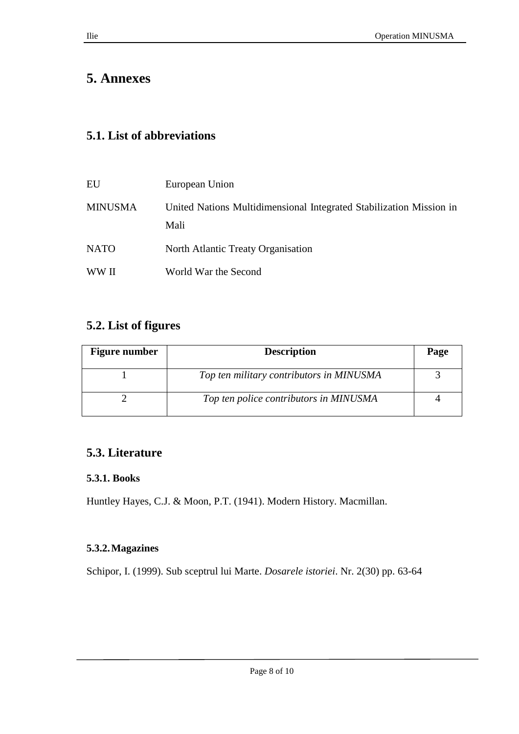# 5. Annexes

## 5.1. List of abbreviations

| | |
|---|---|
| EU | European Union |
| MINUSMA | United Nations Multidimensional Integrated Stabilization Mission in Mali |
| NATO | North Atlantic Treaty Organisation |
| WW II | World War the Second |

## 5.2. List of figures

| Figure number | Description | Page |
|---|---|---|
| 1 | *Top ten military contributors in MINUSMA* | 3 |
| 2 | *Top ten police contributors in MINUSMA* | 4 |

## 5.3. Literature

### 5.3.1. Books

Huntley Hayes, C.J. & Moon, P.T. (1941). Modern History. Macmillan.

### 5.3.2. Magazines

Schipor, I. (1999). Sub sceptrul lui Marte. *Dosarele istoriei*. Nr. 2(30) pp. 63-64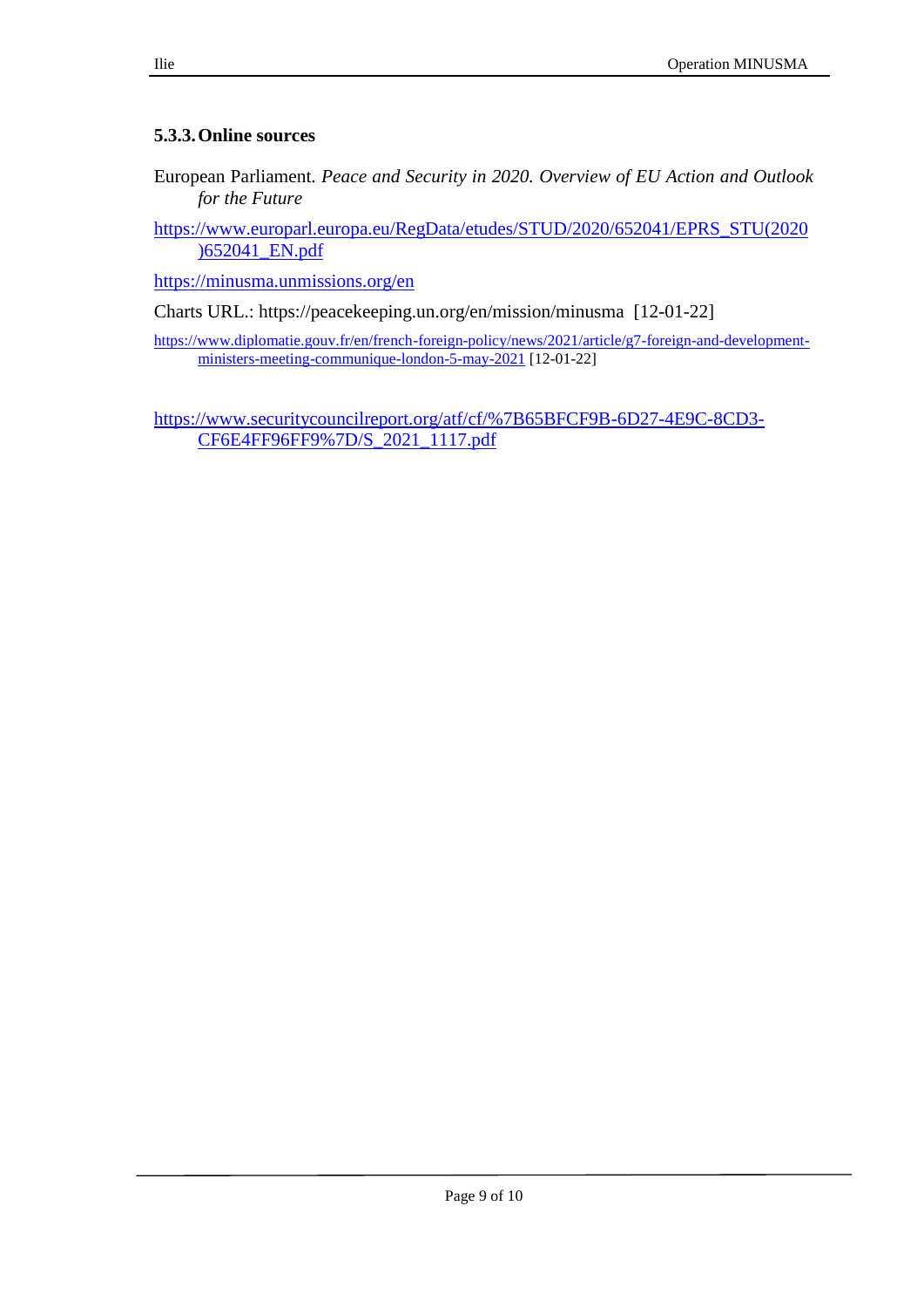### 5.3.3. Online sources

European Parliament. *Peace and Security in 2020. Overview of EU Action and Outlook for the Future*

https://www.europarl.europa.eu/RegData/etudes/STUD/2020/652041/EPRS_STU(2020)652041_EN.pdf

https://minusma.unmissions.org/en

Charts URL.: https://peacekeeping.un.org/en/mission/minusma [12-01-22]

https://www.diplomatie.gouv.fr/en/french-foreign-policy/news/2021/article/g7-foreign-and-development-ministers-meeting-communique-london-5-may-2021 [12-01-22]

https://www.securitycouncilreport.org/atf/cf/%7B65BFCF9B-6D27-4E9C-8CD3-CF6E4FF96FF9%7D/S_2021_1117.pdf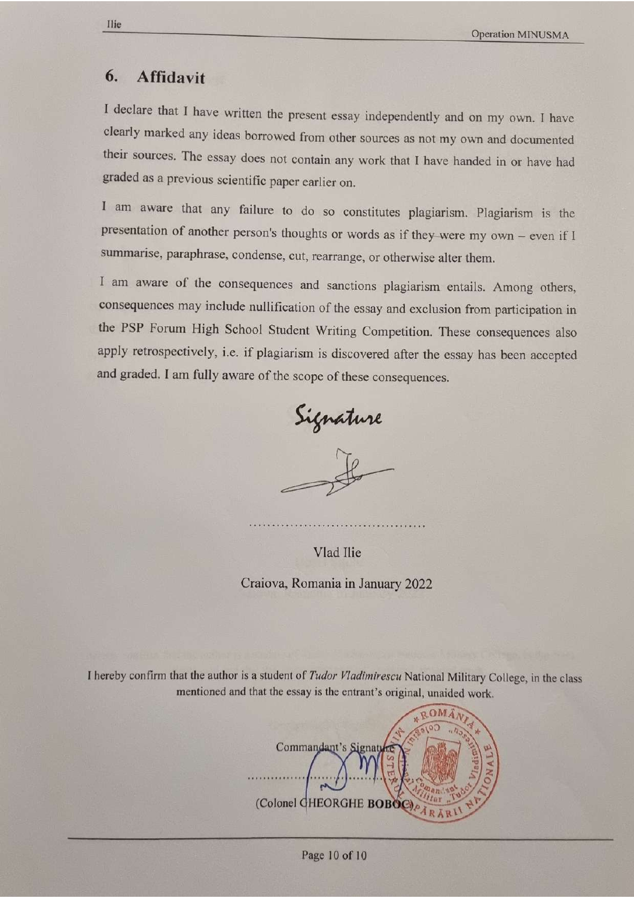## 6. Affidavit

I declare that I have written the present essay independently and on my own. I have clearly marked any ideas borrowed from other sources as not my own and documented their sources. The essay does not contain any work that I have handed in or have had graded as a previous scientific paper earlier on.

I am aware that any failure to do so constitutes plagiarism. Plagiarism is the presentation of another person's thoughts or words as if they were my own – even if I summarise, paraphrase, condense, cut, rearrange, or otherwise alter them.

I am aware of the consequences and sanctions plagiarism entails. Among others, consequences may include nullification of the essay and exclusion from participation in the PSP Forum High School Student Writing Competition. These consequences also apply retrospectively, i.e. if plagiarism is discovered after the essay has been accepted and graded. I am fully aware of the scope of these consequences.

Signature

........................................

Vlad Ilie

Craiova, Romania in January 2022

I hereby confirm that the author is a student of *Tudor Vladimirescu* National Military College, in the class mentioned and that the essay is the entrant's original, unaided work.

Commandant's Signature

........................................

(Colonel GHEORGHE BOBOC)